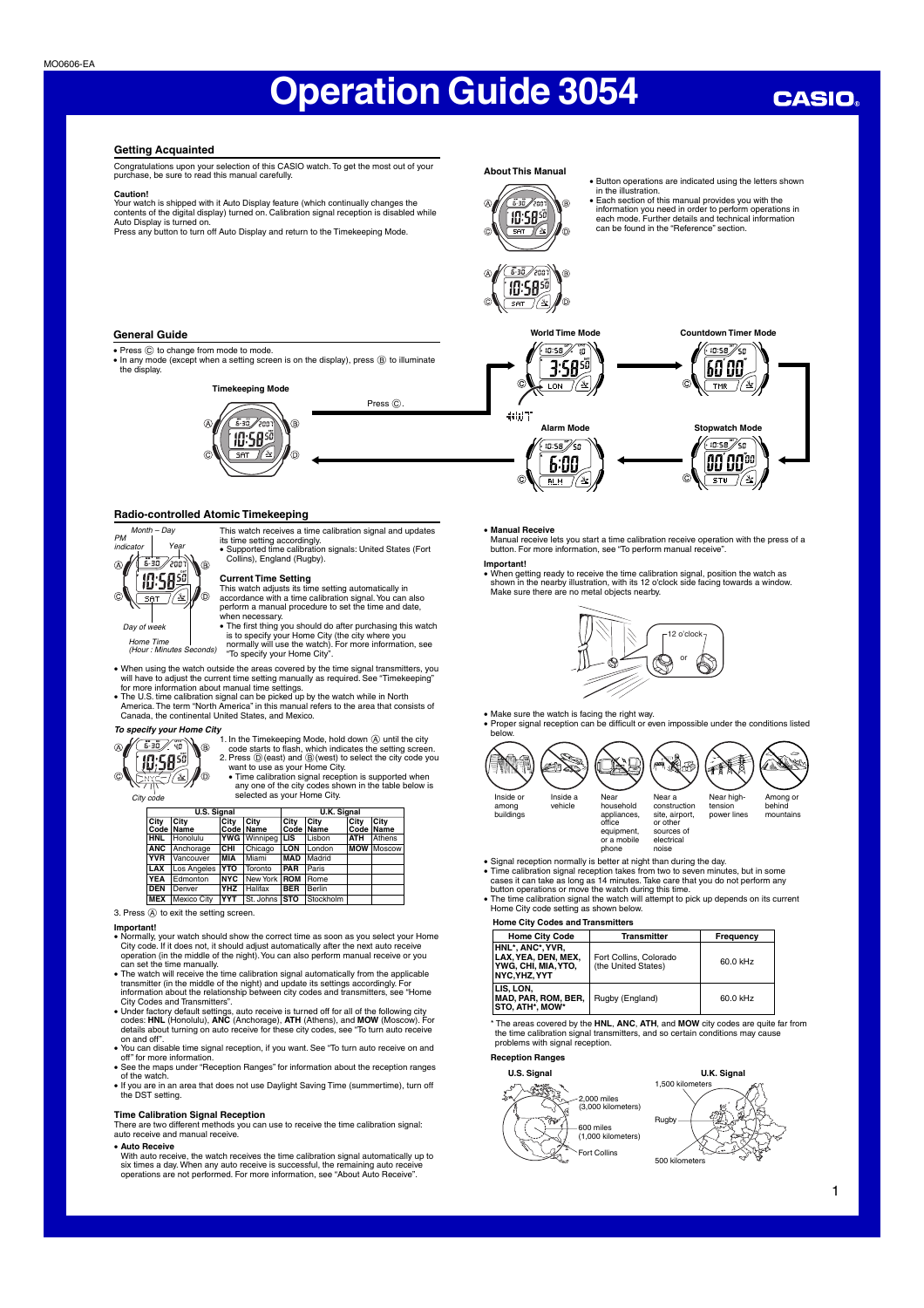MO0606-EA

# Operation Guide 3054

CASIO

## Getting Acquainted

Congratulations upon your selection of this CASIO watch. To get the most out of your purchase, be sure to read this manual carefully.

**Caution!**
Your watch is shipped with it Auto Display feature (which continually changes the contents of the digital display) turned on. Calibration signal reception is disabled while Auto Display is turned on.
Press any button to turn off Auto Display and return to the Timekeeping Mode.

### About This Manual

- Button operations are indicated using the letters shown in the illustration.
- Each section of this manual provides you with the information you need in order to perform operations in each mode. Further details and technical information can be found in the "Reference" section.

## General Guide

- Press Ⓒ to change from mode to mode.
- In any mode (except when a setting screen is on the display), press Ⓑ to illuminate the display.

Timekeeping Mode

Press Ⓒ.

World Time Mode

Countdown Timer Mode

Alarm Mode

Stopwatch Mode

## Radio-controlled Atomic Timekeeping

Month – Day
PM indicator
Year
Day of week
Home Time (Hour : Minutes Seconds)

This watch receives a time calibration signal and updates its time setting accordingly.
- Supported time calibration signals: United States (Fort Collins), England (Rugby).

**Current Time Setting**

This watch adjusts its time setting automatically in accordance with a time calibration signal. You can also perform a manual procedure to set the time and date, when necessary.
- The first thing you should do after purchasing this watch is to specify your Home City (the city where you normally will use the watch). For more information, see "To specify your Home City".

- When using the watch outside the areas covered by the time signal transmitters, you will have to adjust the current time setting manually as required. See "Timekeeping" for more information about manual time settings.
- The U.S. time calibration signal can be picked up by the watch while in North America. The term "North America" in this manual refers to the area that consists of Canada, the continental United States, and Mexico.

***To specify your Home City***

City code

1. In the Timekeeping Mode, hold down Ⓐ until the city code starts to flash, which indicates the setting screen.
2. Press Ⓓ (east) and Ⓑ (west) to select the city code you want to use as your Home City.
   - Time calibration signal reception is supported when any one of the city codes shown in the table below is selected as your Home City.

| U.S. Signal | | | | U.K. Signal | | | |
|---|---|---|---|---|---|---|---|
| City Code | City Name | City Code | City Name | City Code | City Name | City Code | City Name |
| **HNL** | Honolulu | **YWG** | Winnipeg | **LIS** | Lisbon | **ATH** | Athens |
| **ANC** | Anchorage | **CHI** | Chicago | **LON** | London | **MOW** | Moscow |
| **YVR** | Vancouver | **MIA** | Miami | **MAD** | Madrid | | |
| **LAX** | Los Angeles | **YTO** | Toronto | **PAR** | Paris | | |
| **YEA** | Edmonton | **NYC** | New York | **ROM** | Rome | | |
| **DEN** | Denver | **YHZ** | Halifax | **BER** | Berlin | | |
| **MEX** | Mexico City | **YYT** | St. Johns | **STO** | Stockholm | | |

3. Press Ⓐ to exit the setting screen.

**Important!**
- Normally, your watch should show the correct time as soon as you select your Home City code. If it does not, it should adjust automatically after the next auto receive operation (in the middle of the night). You can also perform manual receive or you can set the time manually.
- The watch will receive the time calibration signal automatically from the applicable transmitter (in the middle of the night) and update its settings accordingly. For information about the relationship between city codes and transmitters, see "Home City Codes and Transmitters".
- Under factory default settings, auto receive is turned off for all of the following city codes: **HNL** (Honolulu), **ANC** (Anchorage), **ATH** (Athens), and **MOW** (Moscow). For details about turning on auto receive for these city codes, see "To turn auto receive on and off".
- You can disable time signal reception, if you want. See "To turn auto receive on and off" for more information.
- See the maps under "Reception Ranges" for information about the reception ranges of the watch.
- If you are in an area that does not use Daylight Saving Time (summertime), turn off the DST setting.

**Time Calibration Signal Reception**

There are two different methods you can use to receive the time calibration signal: auto receive and manual receive.

- **Auto Receive**
  With auto receive, the watch receives the time calibration signal automatically up to six times a day. When any auto receive is successful, the remaining auto receive operations are not performed. For more information, see "About Auto Receive".

- **Manual Receive**
  Manual receive lets you start a time calibration receive operation with the press of a button. For more information, see "To perform manual receive".

**Important!**
- When getting ready to receive the time calibration signal, position the watch as shown in the nearby illustration, with its 12 o'clock side facing towards a window. Make sure there are no metal objects nearby.

12 o'clock
or

- Make sure the watch is facing the right way.
- Proper signal reception can be difficult or even impossible under the conditions listed below.

Inside or among buildings | Inside a vehicle | Near household appliances, office equipment, or a mobile phone | Near a construction site, airport, or other sources of electrical noise | Near high-tension power lines | Among or behind mountains

- Signal reception normally is better at night than during the day.
- Time calibration signal reception takes from two to seven minutes, but in some cases it can take as long as 14 minutes. Take care that you do not perform any button operations or move the watch during this time.
- The time calibration signal the watch will attempt to pick up depends on its current Home City code setting as shown below.

**Home City Codes and Transmitters**

| Home City Code | Transmitter | Frequency |
|---|---|---|
| HNL*, ANC*, YVR, LAX, YEA, DEN, MEX, YWG, CHI, MIA, YTO, NYC, YHZ, YYT | Fort Collins, Colorado (the United States) | 60.0 kHz |
| LIS, LON, MAD, PAR, ROM, BER, STO, ATH*, MOW* | Rugby (England) | 60.0 kHz |

* The areas covered by the **HNL**, **ANC**, **ATH**, and **MOW** city codes are quite far from the time calibration signal transmitters, and so certain conditions may cause problems with signal reception.

**Reception Ranges**

U.S. Signal: 2,000 miles (3,000 kilometers); 600 miles (1,000 kilometers); Fort Collins

U.K. Signal: 1,500 kilometers; Rugby; 500 kilometers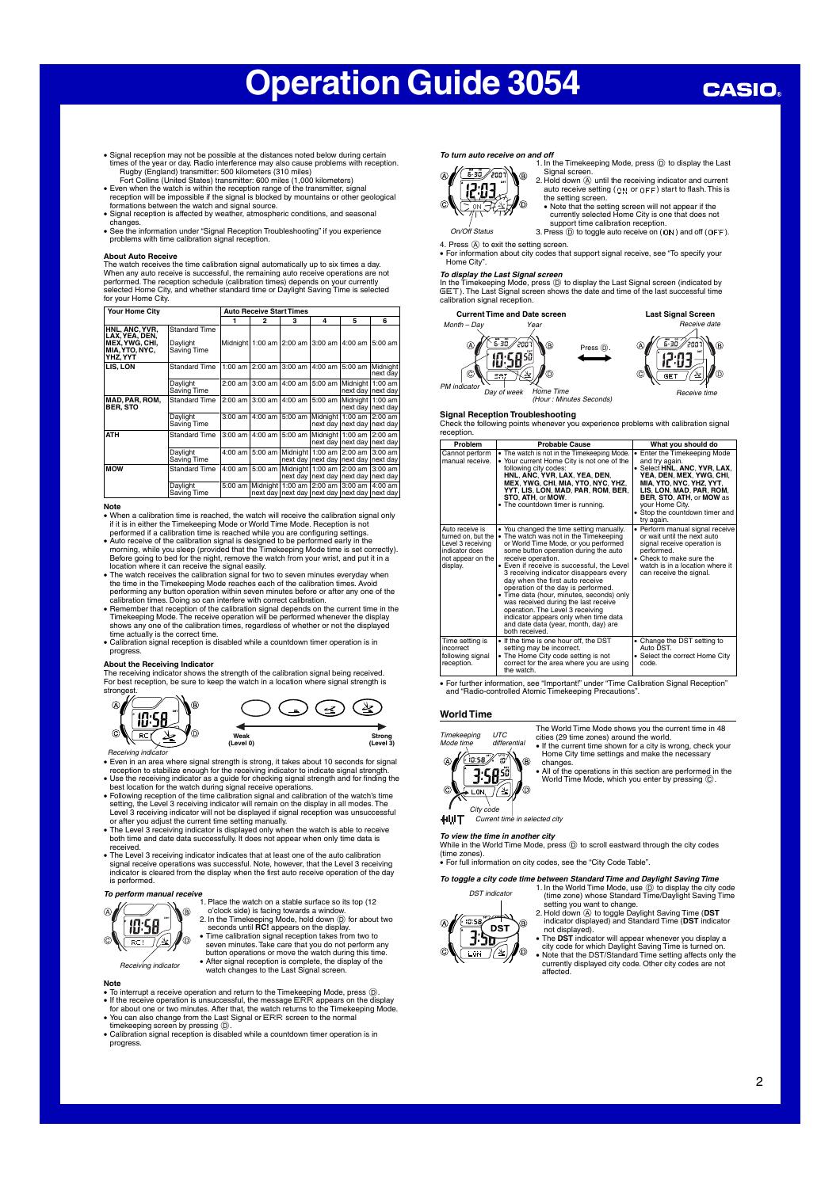# Operation Guide 3054

- Signal reception may not be possible at the distances noted below during certain times of the year or day. Radio interference may also cause problems with reception.
  Rugby (England) transmitter: 500 kilometers (310 miles)
  Fort Collins (United States) transmitter: 600 miles (1,000 kilometers)
- Even when the watch is within the reception range of the transmitter, signal reception will be impossible if the signal is blocked by mountains or other geological formations between the watch and signal source.
- Signal reception is affected by weather, atmospheric conditions, and seasonal changes.
- See the information under "Signal Reception Troubleshooting" if you experience problems with time calibration signal reception.

**About Auto Receive**

The watch receives the time calibration signal automatically up to six times a day. When any auto receive is successful, the remaining auto receive operations are not performed. The reception schedule (calibration times) depends on your currently selected Home City, and whether standard time or Daylight Saving Time is selected for your Home City.

| Your Home City | | Auto Receive Start Times | | | | | |
|---|---|---|---|---|---|---|---|
| | | 1 | 2 | 3 | 4 | 5 | 6 |
| HNL, ANC, YVR, LAX, YEA, DEN, MEX, YWG, CHI, MIA, YTO, NYC, YHZ, YYT | Standard Time / Daylight Saving Time | Midnight | 1:00 am | 2:00 am | 3:00 am | 4:00 am | 5:00 am |
| LIS, LON | Standard Time | 1:00 am | 2:00 am | 3:00 am | 4:00 am | 5:00 am | Midnight next day |
| | Daylight Saving Time | 2:00 am | 3:00 am | 4:00 am | 5:00 am | Midnight next day | 1:00 am next day |
| MAD, PAR, ROM, BER, STO | Standard Time | 2:00 am | 3:00 am | 4:00 am | 5:00 am | Midnight next day | 1:00 am next day |
| | Daylight Saving Time | 3:00 am | 4:00 am | 5:00 am | Midnight next day | 1:00 am next day | 2:00 am next day |
| ATH | Standard Time | 3:00 am | 4:00 am | 5:00 am | Midnight next day | 1:00 am next day | 2:00 am next day |
| | Daylight Saving Time | 4:00 am | 5:00 am | Midnight next day | 1:00 am next day | 2:00 am next day | 3:00 am next day |
| MOW | Standard Time | 4:00 am | 5:00 am | Midnight next day | 1:00 am next day | 2:00 am next day | 3:00 am next day |
| | Daylight Saving Time | 5:00 am | Midnight next day | 1:00 am next day | 2:00 am next day | 3:00 am next day | 4:00 am next day |

**Note**

- When a calibration time is reached, the watch will receive the calibration signal only if it is in either the Timekeeping Mode or World Time Mode. Reception is not performed if a calibration time is reached while you are configuring settings.
- Auto receive of the calibration signal is designed to be performed early in the morning, while you sleep (provided that the Timekeeping Mode time is set correctly). Before going to bed for the night, remove the watch from your wrist, and put it in a location where it can receive the signal easily.
- The watch receives the calibration signal for two to seven minutes everyday when the time in the Timekeeping Mode reaches each of the calibration times. Avoid performing any button operation within seven minutes before or after any one of the calibration times. Doing so can interfere with correct calibration.
- Remember that reception of the calibration signal depends on the current time in the Timekeeping Mode. The receive operation will be performed whenever the display shows any one of the calibration times, regardless of whether or not the displayed time actually is the correct time.
- Calibration signal reception is disabled while a countdown timer operation is in progress.

**About the Receiving Indicator**

The receiving indicator shows the strength of the calibration signal being received. For best reception, be sure to keep the watch in a location where signal strength is strongest.

Receiving indicator

Weak (Level 0) — Strong (Level 3)

- Even in an area where signal strength is strong, it takes about 10 seconds for signal reception to stabilize enough for the receiving indicator to indicate signal strength.
- Use the receiving indicator as a guide for checking signal strength and for finding the best location for the watch during signal receive operations.
- Following reception of the time calibration signal and calibration of the watch's time setting, the Level 3 receiving indicator will remain on the display in all modes. The Level 3 receiving indicator will not be displayed if signal reception was unsuccessful or after you adjust the current time setting manually.
- The Level 3 receiving indicator is displayed only when the watch is able to receive both time and date data successfully. It does not appear when only time data is received.
- The Level 3 receiving indicator indicates that at least one of the auto calibration signal receive operations was successful. Note, however, that the Level 3 receiving indicator is cleared from the display when the first auto receive operation of the day is performed.

***To perform manual receive***

1. Place the watch on a stable surface so its top (12 o'clock side) is facing towards a window.
2. In the Timekeeping Mode, hold down Ⓓ for about two seconds until **RC!** appears on the display.
   - Time calibration signal reception takes from two to seven minutes. Take care that you do not perform any button operations or move the watch during this time.
   - After signal reception is complete, the display of the watch changes to the Last Signal screen.

Receiving indicator

**Note**

- To interrupt a receive operation and return to the Timekeeping Mode, press Ⓓ.
- If the receive operation is unsuccessful, the message ERR appears on the display for about one or two minutes. After that, the watch returns to the Timekeeping Mode.
- You can also change from the Last Signal or ERR screen to the normal timekeeping screen by pressing Ⓓ.
- Calibration signal reception is disabled while a countdown timer operation is in progress.

***To turn auto receive on and off***

1. In the Timekeeping Mode, press Ⓓ to display the Last Signal screen.
2. Hold down Ⓐ until the receiving indicator and current auto receive setting (ON or OFF) start to flash. This is the setting screen.
   - Note that the setting screen will not appear if the currently selected Home City is one that does not support time calibration reception.
3. Press Ⓓ to toggle auto receive on (ON) and off (OFF).
4. Press Ⓐ to exit the setting screen.

On/Off Status

- For information about city codes that support signal receive, see "To specify your Home City".

***To display the Last Signal screen***

In the Timekeeping Mode, press Ⓓ to display the Last Signal screen (indicated by GET). The Last Signal screen shows the date and time of the last successful time calibration signal reception.

**Current Time and Date screen** — Month – Day, Year, PM indicator, Day of week, Home Time (Hour : Minutes Seconds)

Press Ⓓ.

**Last Signal Screen** — Receive date, Receive time

**Signal Reception Troubleshooting**

Check the following points whenever you experience problems with calibration signal reception.

| Problem | Probable Cause | What you should do |
|---|---|---|
| Cannot perform manual receive. | • The watch is not in the Timekeeping Mode. • Your current Home City is not one of the following city codes: **HNL**, **ANC**, **YVR**, **LAX**, **YEA**, **DEN**, **MEX**, **YWG**, **CHI**, **MIA**, **YTO**, **NYC**, **YHZ**, **YYT**, **LIS**, **LON**, **MAD**, **PAR**, **ROM**, **BER**, **STO**, **ATH**, or **MOW**. • The countdown timer is running. | • Enter the Timekeeping Mode and try again. • Select **HNL**, **ANC**, **YVR**, **LAX**, **YEA**, **DEN**, **MEX**, **YWG**, **CHI**, **MIA**, **YTO**, **NYC**, **YHZ**, **YYT**, **LIS**, **LON**, **MAD**, **PAR**, **ROM**, **BER**, **STO**, **ATH**, or **MOW** as your Home City. • Stop the countdown timer and try again. |
| Auto receive is turned on, but the Level 3 receiving indicator does not appear on the display. | • You changed the time setting manually. • The watch was not in the Timekeeping or World Time Mode, or you performed some button operation during the auto receive operation. • Even if receive is successful, the Level 3 receiving indicator disappears every day when the first auto receive operation of the day is performed. • Time data (hour, minutes, seconds) only was received during the last receive operation. The Level 3 receiving indicator appears only when time data and date data (year, month, day) are both received. | • Perform manual signal receive or wait until the next auto signal receive operation is performed. • Check to make sure the watch is in a location where it can receive the signal. |
| Time setting is incorrect following signal reception. | • If the time is one hour off, the DST setting may be incorrect. • The Home City code setting is not correct for the area where you are using the watch. | • Change the DST setting to Auto DST. • Select the correct Home City code. |

- For further information, see "Important!" under "Time Calibration Signal Reception" and "Radio-controlled Atomic Timekeeping Precautions".

## World Time

Timekeeping Mode time, UTC differential, City code, Current time in selected city

The World Time Mode shows you the current time in 48 cities (29 time zones) around the world.

- If the current time shown for a city is wrong, check your Home City time settings and make the necessary changes.
- All of the operations in this section are performed in the World Time Mode, which you enter by pressing Ⓒ.

***To view the time in another city***

While in the World Time Mode, press Ⓓ to scroll eastward through the city codes (time zones).

- For full information on city codes, see the "City Code Table".

***To toggle a city code time between Standard Time and Daylight Saving Time***

DST indicator

1. In the World Time Mode, use Ⓓ to display the city code (time zone) whose Standard Time/Daylight Saving Time setting you want to change.
2. Hold down Ⓐ to toggle Daylight Saving Time (**DST** indicator displayed) and Standard Time (**DST** indicator not displayed).
   - The **DST** indicator will appear whenever you display a city code for which Daylight Saving Time is turned on.
   - Note that the DST/Standard Time setting affects only the currently displayed city code. Other city codes are not affected.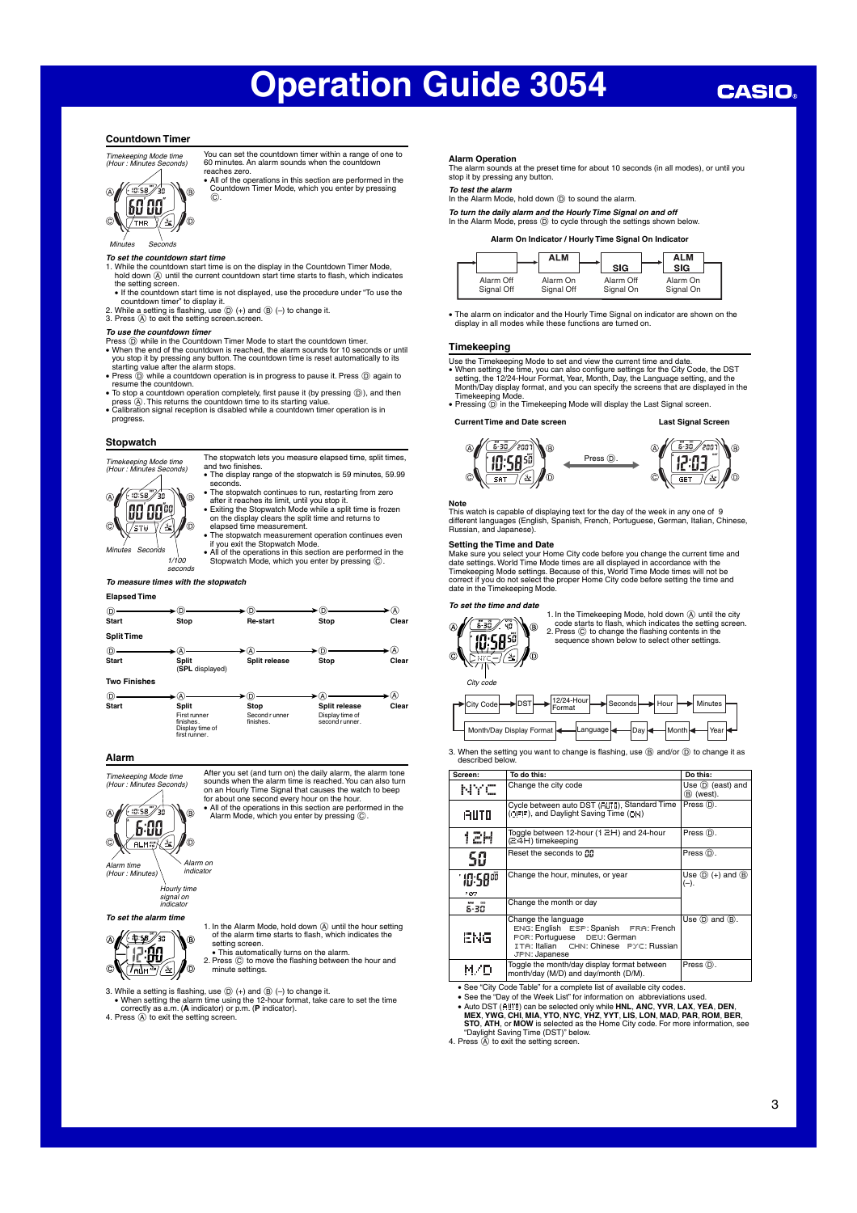# Operation Guide 3054

## Countdown Timer

Timekeeping Mode time (Hour : Minutes Seconds)

Minutes Seconds

You can set the countdown timer within a range of one to 60 minutes. An alarm sounds when the countdown reaches zero.

- All of the operations in this section are performed in the Countdown Timer Mode, which you enter by pressing Ⓒ.

*To set the countdown start time*

1. While the countdown start time is on the display in the Countdown Timer Mode, hold down Ⓐ until the current countdown start time starts to flash, which indicates the setting screen.
   - If the countdown start time is not displayed, use the procedure under "To use the countdown timer" to display it.
2. While a setting is flashing, use Ⓓ (+) and Ⓑ (–) to change it.
3. Press Ⓐ to exit the setting screen.screen.

*To use the countdown timer*

Press Ⓓ while in the Countdown Timer Mode to start the countdown timer.

- When the end of the countdown is reached, the alarm sounds for 10 seconds or until you stop it by pressing any button. The countdown time is reset automatically to its starting value after the alarm stops.
- Press Ⓓ while a countdown operation is in progress to pause it. Press Ⓓ again to resume the countdown.
- To stop a countdown operation completely, first pause it (by pressing Ⓓ), and then press Ⓐ. This returns the countdown time to its starting value.
- Calibration signal reception is disabled while a countdown timer operation is in progress.

## Stopwatch

Timekeeping Mode time (Hour : Minutes Seconds)

Minutes Seconds 1/100 seconds

The stopwatch lets you measure elapsed time, split times, and two finishes.

- The display range of the stopwatch is 59 minutes, 59.99 seconds.
- The stopwatch continues to run, restarting from zero after it reaches its limit, until you stop it.
- Exiting the Stopwatch Mode while a split time is frozen on the display clears the split time and returns to elapsed time measurement.
- The stopwatch measurement operation continues even if you exit the Stopwatch Mode.
- All of the operations in this section are performed in the Stopwatch Mode, which you enter by pressing Ⓒ.

*To measure times with the stopwatch*

**Elapsed Time**

Ⓓ Start → Ⓓ Stop → Ⓓ Re-start → Ⓓ Stop → Ⓐ Clear

**Split Time**

Ⓓ Start → Ⓐ Split (**SPL** displayed) → Ⓐ Split release → Ⓓ Stop → Ⓐ Clear

**Two Finishes**

Ⓓ Start → Ⓐ Split (First runner finishes. Display time of first runner.) → Ⓓ Stop (Second runner finishes.) → Ⓐ Split release (Display time of second runner.) → Ⓐ Clear

## Alarm

Timekeeping Mode time (Hour : Minutes Seconds)

Alarm time (Hour : Minutes)

Alarm on indicator

Hourly time signal on indicator

After you set (and turn on) the daily alarm, the alarm tone sounds when the alarm time is reached. You can also turn on an Hourly Time Signal that causes the watch to beep for about one second every hour on the hour.

- All of the operations in this section are performed in the Alarm Mode, which you enter by pressing Ⓒ.

*To set the alarm time*

1. In the Alarm Mode, hold down Ⓐ until the hour setting of the alarm time starts to flash, which indicates the setting screen.
   - This automatically turns on the alarm.
2. Press Ⓒ to move the flashing between the hour and minute settings.
3. While a setting is flashing, use Ⓓ (+) and Ⓑ (–) to change it.
   - When setting the alarm time using the 12-hour format, take care to set the time correctly as a.m. (**A** indicator) or p.m. (**P** indicator).
4. Press Ⓐ to exit the setting screen.

**Alarm Operation**

The alarm sounds at the preset time for about 10 seconds (in all modes), or until you stop it by pressing any button.

*To test the alarm*

In the Alarm Mode, hold down Ⓓ to sound the alarm.

*To turn the daily alarm and the Hourly Time Signal on and off*

In the Alarm Mode, press Ⓓ to cycle through the settings shown below.

**Alarm On Indicator / Hourly Time Signal On Indicator**

Alarm Off Signal Off → Alarm On Signal Off (ALM) → Alarm Off Signal On (SIG) → Alarm On Signal On (ALM SIG)

- The alarm on indicator and the Hourly Time Signal on indicator are shown on the display in all modes while these functions are turned on.

## Timekeeping

Use the Timekeeping Mode to set and view the current time and date.

- When setting the time, you can also configure settings for the City Code, the DST setting, the 12/24-Hour Format, Year, Month, Day, the Language setting, and the Month/Day display format, and you can specify the screens that are displayed in the Timekeeping Mode.
- Pressing Ⓓ in the Timekeeping Mode will display the Last Signal screen.

**Current Time and Date screen** ← Press Ⓓ. **Last Signal Screen**

**Note**

This watch is capable of displaying text for the day of the week in any one of 9 different languages (English, Spanish, French, Portuguese, German, Italian, Chinese, Russian, and Japanese).

**Setting the Time and Date**

Make sure you select your Home City code before you change the current time and date settings. World Time Mode times are all displayed in accordance with the Timekeeping Mode settings. Because of this, World Time Mode times will not be correct if you do not select the proper Home City code before setting the time and date in the Timekeeping Mode.

*To set the time and date*

City code

1. In the Timekeeping Mode, hold down Ⓐ until the city code starts to flash, which indicates the setting screen.
2. Press Ⓒ to change the flashing contents in the sequence shown below to select other settings.

City Code → DST → 12/24-Hour Format → Seconds → Hour → Minutes → Year → Month → Day → Language → Month/Day Display Format → (back to City Code)

3. When the setting you want to change is flashing, use Ⓑ and/or Ⓓ to change it as described below.

| Screen: | To do this: | Do this: |
|---|---|---|
| NYC | Change the city code | Use Ⓓ (east) and Ⓑ (west). |
| AUTO | Cycle between auto DST (AUTO), Standard Time (OFF), and Daylight Saving Time (ON) | Press Ⓓ. |
| 12H | Toggle between 12-hour (12H) and 24-hour (24H) timekeeping | Press Ⓓ. |
| 50 | Reset the seconds to 00 | Press Ⓓ. |
| 10:58 50 | Change the hour, minutes, or year | Use Ⓓ (+) and Ⓑ (–). |
| 6-30 | Change the month or day | |
| ENG | Change the language<br>ENG: English ESP: Spanish FRA: French<br>POR: Portuguese DEU: German<br>ITA: Italian CHN: Chinese PYC: Russian<br>JPN: Japanese | Use Ⓓ and Ⓑ. |
| M/D | Toggle the month/day display format between month/day (M/D) and day/month (D/M). | Press Ⓓ. |

- See "City Code Table" for a complete list of available city codes.
- See the "Day of the Week List" for information on abbreviations used.
- Auto DST (AUTO) can be selected only while **HNL**, **ANC**, **YVR**, **LAX**, **YEA**, **DEN**, **MEX**, **YWG**, **CHI**, **MIA**, **YTO**, **NYC**, **YHZ**, **YYT**, **LIS**, **LON**, **MAD**, **PAR**, **ROM**, **BER**, **STO**, **ATH**, or **MOW** is selected as the Home City code. For more information, see "Daylight Saving Time (DST)" below.

4. Press Ⓐ to exit the setting screen.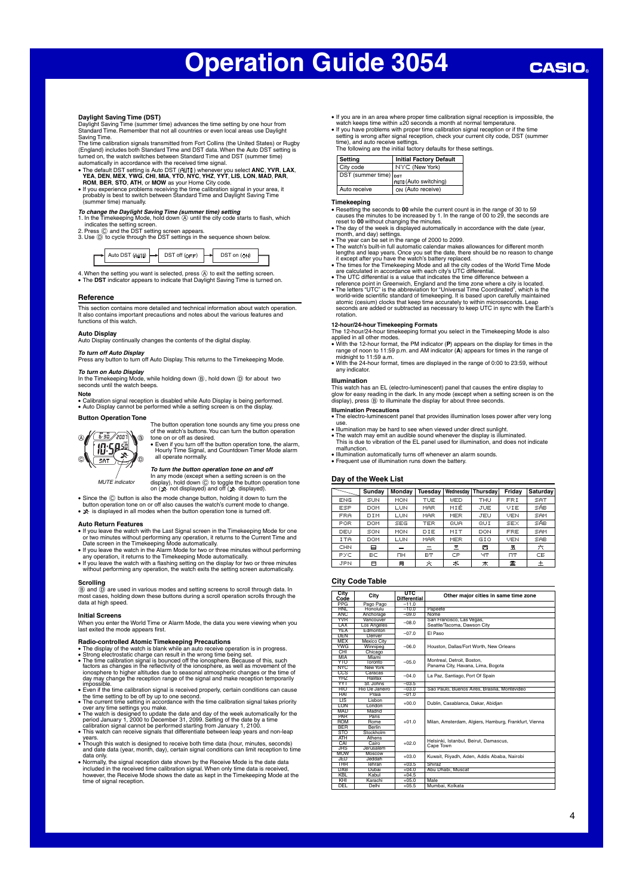# Operation Guide 3054

### Daylight Saving Time (DST)

Daylight Saving Time (summer time) advances the time setting by one hour from Standard Time. Remember that not all countries or even local areas use Daylight Saving Time.

The time calibration signals transmitted from Fort Collins (the United States) or Rugby (England) includes both Standard Time and DST data. When the Auto DST setting is turned on, the watch switches between Standard Time and DST (summer time) automatically in accordance with the received time signal.

- The default DST setting is Auto DST (AUTO) whenever you select **ANC**, **YVR**, **LAX**, **YEA**, **DEN**, **MEX**, **YWG**, **CHI**, **MIA**, **YTO**, **NYC**, **YHZ**, **YYT**, **LIS**, **LON**, **MAD**, **PAR**, **ROM**, **BER**, **STO**, **ATH**, or **MOW** as your Home City code.
- If you experience problems receiving the time calibration signal in your area, it probably is best to switch between Standard Time and Daylight Saving Time (summer time) manually.

***To change the Daylight Saving Time (summer time) setting***

1. In the Timekeeping Mode, hold down Ⓐ until the city code starts to flash, which indicates the setting screen.
2. Press Ⓒ and the DST setting screen appears.
3. Use Ⓓ to cycle through the DST settings in the sequence shown below.

Auto DST (AUTO) → DST off (OFF) → DST on (ON)

4. When the setting you want is selected, press Ⓐ to exit the setting screen.
- The **DST** indicator appears to indicate that Daylight Saving Time is turned on.

## Reference

This section contains more detailed and technical information about watch operation. It also contains important precautions and notes about the various features and functions of this watch.

### Auto Display

Auto Display continually changes the contents of the digital display.

***To turn off Auto Display***

Press any button to turn off Auto Display. This returns to the Timekeeping Mode.

***To turn on Auto Display***

In the Timekeeping Mode, while holding down Ⓑ, hold down Ⓓ for about two seconds until the watch beeps.

**Note**

- Calibration signal reception is disabled while Auto Display is being performed.
- Auto Display cannot be performed while a setting screen is on the display.

### Button Operation Tone

The button operation tone sounds any time you press one of the watch's buttons. You can turn the button operation tone on or off as desired.

- Even if you turn off the button operation tone, the alarm, Hourly Time Signal, and Countdown Timer Mode alarm all operate normally.

*MUTE indicator*

***To turn the button operation tone on and off***

In any mode (except when a setting screen is on the display), hold down Ⓒ to toggle the button operation tone on (MUTE not displayed) and off (MUTE displayed).

- Since the Ⓒ button is also the mode change button, holding it down to turn the button operation tone on or off also causes the watch's current mode to change.
- MUTE is displayed in all modes when the button operation tone is turned off.

### Auto Return Features

- If you leave the watch with the Last Signal screen in the Timekeeping Mode for one or two minutes without performing any operation, it returns to the Current Time and Date screen in the Timekeeping Mode automatically.
- If you leave the watch in the Alarm Mode for two or three minutes without performing any operation, it returns to the Timekeeping Mode automatically.
- If you leave the watch with a flashing setting on the display for two or three minutes without performing any operation, the watch exits the setting screen automatically.

### Scrolling

Ⓑ and Ⓓ are used in various modes and setting screens to scroll through the data. In most cases, holding down these buttons during a scroll operation scrolls through the data at high speed.

### Initial Screens

When you enter the World Time or Alarm Mode, the data you were viewing when you last exited the mode appears first.

### Radio-controlled Atomic Timekeeping Precautions

- The display of the watch is blank while an auto receive operation is in progress.
- Strong electrostatic charge can result in the wrong time being set.
- The time calibration signal is bounced off the ionosphere. Because of this, such factors as changes in the reflectivity of the ionosphere, as well as movement of the ionosphere to higher altitudes due to seasonal atmospheric changes or the time of day may change the reception range of the signal and make reception temporarily impossible.
- Even if the time calibration signal is received properly, certain conditions can cause the time setting to be off by up to one second.
- The current time setting in accordance with the time calibration signal takes priority over any time settings you make.
- The watch is designed to update the date and day of the week automatically for the period January 1, 2000 to December 31, 2099. Setting of the date by a time calibration signal cannot be performed starting from January 1, 2100.
- This watch can receive signals that differentiate between leap years and non-leap years.
- Though this watch is designed to receive both time data (hour, minutes, seconds) and date data (year, month, day), certain signal conditions can limit reception to time data only.
- Normally, the signal reception date shown by the Receive Mode is the date data included in the received time calibration signal. When only time data is received, however, the Receive Mode shows the date as kept in the Timekeeping Mode at the time of signal reception.
- If you are in an area where proper time calibration signal reception is impossible, the watch keeps time within ±20 seconds a month at normal temperature.
- If you have problems with proper time calibration signal reception or if the time setting is wrong after signal reception, check your current city code, DST (summer time), and auto receive settings.

The following are the initial factory defaults for these settings.

| Setting | Initial Factory Default |
|---|---|
| City code | NYC (New York) |
| DST (summer time) | DST AUTO (Auto switching) |
| Auto receive | ON (Auto receive) |

### Timekeeping

- Resetting the seconds to **00** while the current count is in the range of 30 to 59 causes the minutes to be increased by 1. In the range of 00 to 29, the seconds are reset to **00** without changing the minutes.
- The day of the week is displayed automatically in accordance with the date (year, month, and day) settings.
- The year can be set in the range of 2000 to 2099.
- The watch's built-in full automatic calendar makes allowances for different month lengths and leap years. Once you set the date, there should be no reason to change it except after you have the watch's battery replaced.
- The times for the Timekeeping Mode and all the city codes of the World Time Mode are calculated in accordance with each city's UTC differential.
- The UTC differential is a value that indicates the time difference between a reference point in Greenwich, England and the time zone where a city is located.
- The letters "UTC" is the abbreviation for "Universal Time Coordinated", which is the world-wide scientific standard of timekeeping. It is based upon carefully maintained atomic (cesium) clocks that keep time accurately to within microseconds. Leap seconds are added or subtracted as necessary to keep UTC in sync with the Earth's rotation.

### 12-hour/24-hour Timekeeping Formats

The 12-hour/24-hour timekeeping format you select in the Timekeeping Mode is also applied in all other modes.

- With the 12-hour format, the PM indicator (**P**) appears on the display for times in the range of noon to 11:59 p.m. and AM indicator (**A**) appears for times in the range of midnight to 11:59 a.m.
- With the 24-hour format, times are displayed in the range of 0:00 to 23:59, without any indicator.

### Illumination

This watch has an EL (electro-luminescent) panel that causes the entire display to glow for easy reading in the dark. In any mode (except when a setting screen is on the display), press Ⓑ to illuminate the display for about three seconds.

#### Illumination Precautions

- The electro-luminescent panel that provides illumination loses power after very long use.
- Illumination may be hard to see when viewed under direct sunlight.
- The watch may emit an audible sound whenever the display is illuminated. This is due to vibration of the EL panel used for illumination, and does not indicate malfunction.
- Illumination automatically turns off whenever an alarm sounds.
- Frequent use of illumination runs down the battery.

## Day of the Week List

| | Sunday | Monday | Tuesday | Wednesday | Thursday | Friday | Saturday |
|---|---|---|---|---|---|---|---|
| ENG | SUN | MON | TUE | WED | THU | FRI | SAT |
| ESP | DOM | LUN | MAR | MIÉ | JUE | VIE | SÁB |
| FRA | DIM | LUN | MAR | MER | JEU | VEN | SAM |
| POR | DOM | SEG | TER | QUA | QUI | SEX | SÁB |
| DEU | SON | MON | DIE | MIT | DON | FRE | SAM |
| ITA | DOM | LUN | MAR | MER | GIO | VEN | SAB |
| CHN | 日 | 一 | 二 | 三 | 四 | 五 | 六 |
| PYC | ВС | ПН | ВТ | СР | ЧТ | ПТ | СБ |
| JPN | 日 | 月 | 火 | 水 | 木 | 金 | 土 |

## City Code Table

| City Code | City | UTC Differential | Other major cities in same time zone |
|---|---|---|---|
| PPG | Pago Pago | –11.0 | |
| HNL | Honolulu | –10.0 | Papeete |
| ANC | Anchorage | –09.0 | Nome |
| YVR | Vancouver | –08.0 | San Francisco, Las Vegas, Seattle/Tacoma, Dawson City |
| LAX | Los Angeles | | |
| YEA | Edmonton | –07.0 | El Paso |
| DEN | Denver | | |
| MEX | Mexico City | –06.0 | Houston, Dallas/Fort Worth, New Orleans |
| YWG | Winnipeg | | |
| CHI | Chicago | | |
| MIA | Miami | –05.0 | Montreal, Detroit, Boston, Panama City, Havana, Lima, Bogota |
| YTO | Toronto | | |
| NYC | New York | | |
| CCS | Caracas | –04.0 | La Paz, Santiago, Port Of Spain |
| YHZ | Halifax | | |
| YYT | St. Johns | –03.5 | |
| RIO | Rio De Janeiro | –03.0 | Sao Paulo, Buenos Aires, Brasilia, Montevideo |
| RAI | Praia | –01.0 | |
| LIS | Lisbon | +00.0 | Dublin, Casablanca, Dakar, Abidjan |
| LON | London | | |
| MAD | Madrid | +01.0 | Milan, Amsterdam, Algiers, Hamburg, Frankfurt, Vienna |
| PAR | Paris | | |
| ROM | Rome | | |
| BER | Berlin | | |
| STO | Stockholm | | |
| ATH | Athens | +02.0 | Helsinki, Istanbul, Beirut, Damascus, Cape Town |
| CAI | Cairo | | |
| JRS | Jerusalem | | |
| MOW | Moscow | +03.0 | Kuwait, Riyadh, Aden, Addis Ababa, Nairobi |
| JED | Jeddah | | |
| THR | Tehran | +03.5 | Shiraz |
| DXB | Dubai | +04.0 | Abu Dhabi, Muscat |
| KBL | Kabul | +04.5 | |
| KHI | Karachi | +05.0 | Male |
| DEL | Delhi | +05.5 | Mumbai, Kolkata |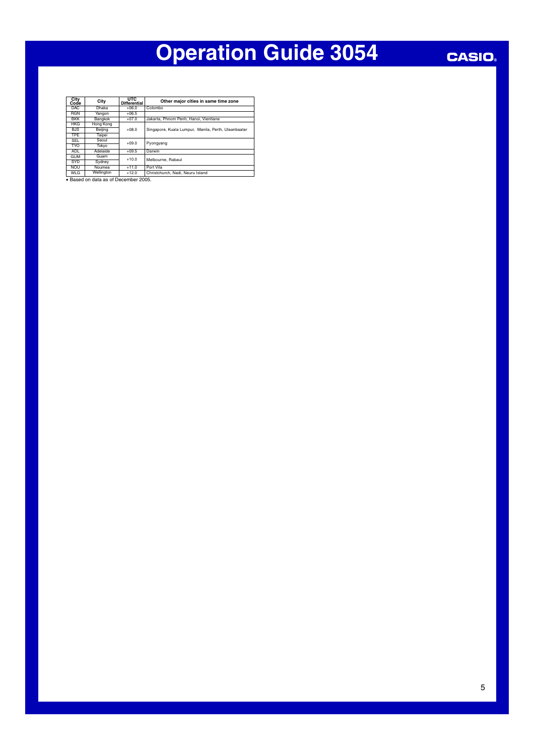| City Code | City | UTC Differential | Other major cities in same time zone |
|---|---|---|---|
| DAC | Dhaka | +06.0 | Colombo |
| RGN | Yangon | +06.5 | |
| BKK | Bangkok | +07.0 | Jakarta, Phnom Penh, Hanoi, Vientiane |
| HKG | Hong Kong | +08.0 | Singapore, Kuala Lumpur, Manila, Perth, Ulaanbaatar |
| BJS | Beijing | | |
| TPE | Taipei | | |
| SEL | Seoul | +09.0 | Pyongyang |
| TYO | Tokyo | | |
| ADL | Adelaide | +09.5 | Darwin |
| GUM | Guam | +10.0 | Melbourne, Rabaul |
| SYD | Sydney | | |
| NOU | Noumea | +11.0 | Port Vila |
| WLG | Wellington | +12.0 | Christchurch, Nadi, Nauru Island |

• Based on data as of December 2005.